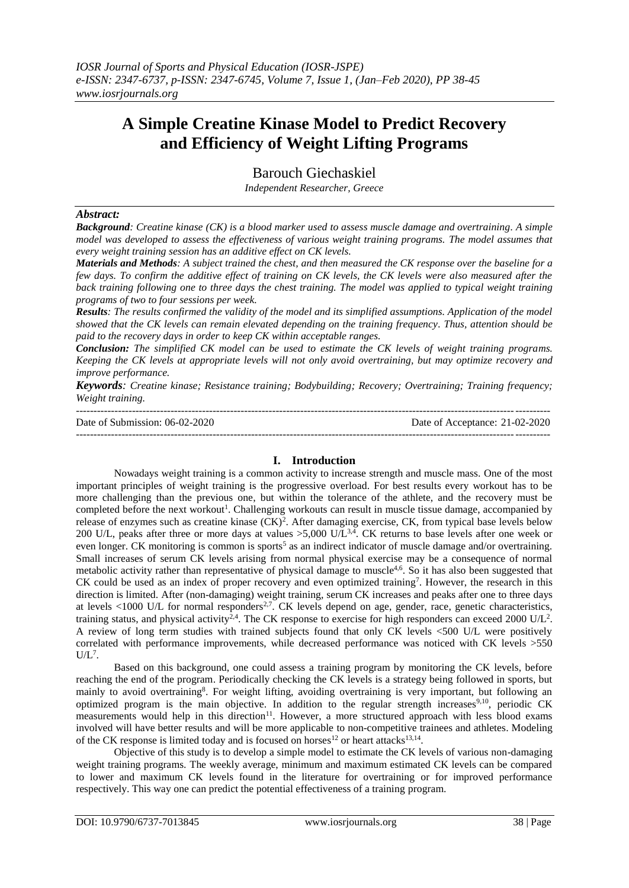# A Simple Creatine Kinase Model to Predict Recovery and Efficiency of Weight Lifting Programs

Barouch Giechaskiel

*Independent Researcher, Greece*

***Abstract:***

***Background****: Creatine kinase (CK) is a blood marker used to assess muscle damage and overtraining. A simple model was developed to assess the effectiveness of various weight training programs. The model assumes that every weight training session has an additive effect on CK levels.*

***Materials and Methods****: A subject trained the chest, and then measured the CK response over the baseline for a few days. To confirm the additive effect of training on CK levels, the CK levels were also measured after the back training following one to three days the chest training. The model was applied to typical weight training programs of two to four sessions per week.*

***Results****: The results confirmed the validity of the model and its simplified assumptions. Application of the model showed that the CK levels can remain elevated depending on the training frequency. Thus, attention should be paid to the recovery days in order to keep CK within acceptable ranges.*

***Conclusion:*** *The simplified CK model can be used to estimate the CK levels of weight training programs. Keeping the CK levels at appropriate levels will not only avoid overtraining, but may optimize recovery and improve performance.*

***Keywords****: Creatine kinase; Resistance training; Bodybuilding; Recovery; Overtraining; Training frequency; Weight training.*

---

Date of Submission: 06-02-2020 Date of Acceptance: 21-02-2020

---

## I. Introduction

Nowadays weight training is a common activity to increase strength and muscle mass. One of the most important principles of weight training is the progressive overload. For best results every workout has to be more challenging than the previous one, but within the tolerance of the athlete, and the recovery must be completed before the next workout[1]. Challenging workouts can result in muscle tissue damage, accompanied by release of enzymes such as creatine kinase (CK)[2]. After damaging exercise, CK, from typical base levels below 200 U/L, peaks after three or more days at values >5,000 U/L[3,4]. CK returns to base levels after one week or even longer. CK monitoring is common is sports[5] as an indirect indicator of muscle damage and/or overtraining. Small increases of serum CK levels arising from normal physical exercise may be a consequence of normal metabolic activity rather than representative of physical damage to muscle[4,6]. So it has also been suggested that CK could be used as an index of proper recovery and even optimized training[7]. However, the research in this direction is limited. After (non-damaging) weight training, serum CK increases and peaks after one to three days at levels <1000 U/L for normal responders[2,7]. CK levels depend on age, gender, race, genetic characteristics, training status, and physical activity[2,4]. The CK response to exercise for high responders can exceed 2000 U/L[2]. A review of long term studies with trained subjects found that only CK levels <500 U/L were positively correlated with performance improvements, while decreased performance was noticed with CK levels >550 U/L[7].

Based on this background, one could assess a training program by monitoring the CK levels, before reaching the end of the program. Periodically checking the CK levels is a strategy being followed in sports, but mainly to avoid overtraining[8]. For weight lifting, avoiding overtraining is very important, but following an optimized program is the main objective. In addition to the regular strength increases[9,10], periodic CK measurements would help in this direction[11]. However, a more structured approach with less blood exams involved will have better results and will be more applicable to non-competitive trainees and athletes. Modeling of the CK response is limited today and is focused on horses[12] or heart attacks[13,14].

Objective of this study is to develop a simple model to estimate the CK levels of various non-damaging weight training programs. The weekly average, minimum and maximum estimated CK levels can be compared to lower and maximum CK levels found in the literature for overtraining or for improved performance respectively. This way one can predict the potential effectiveness of a training program.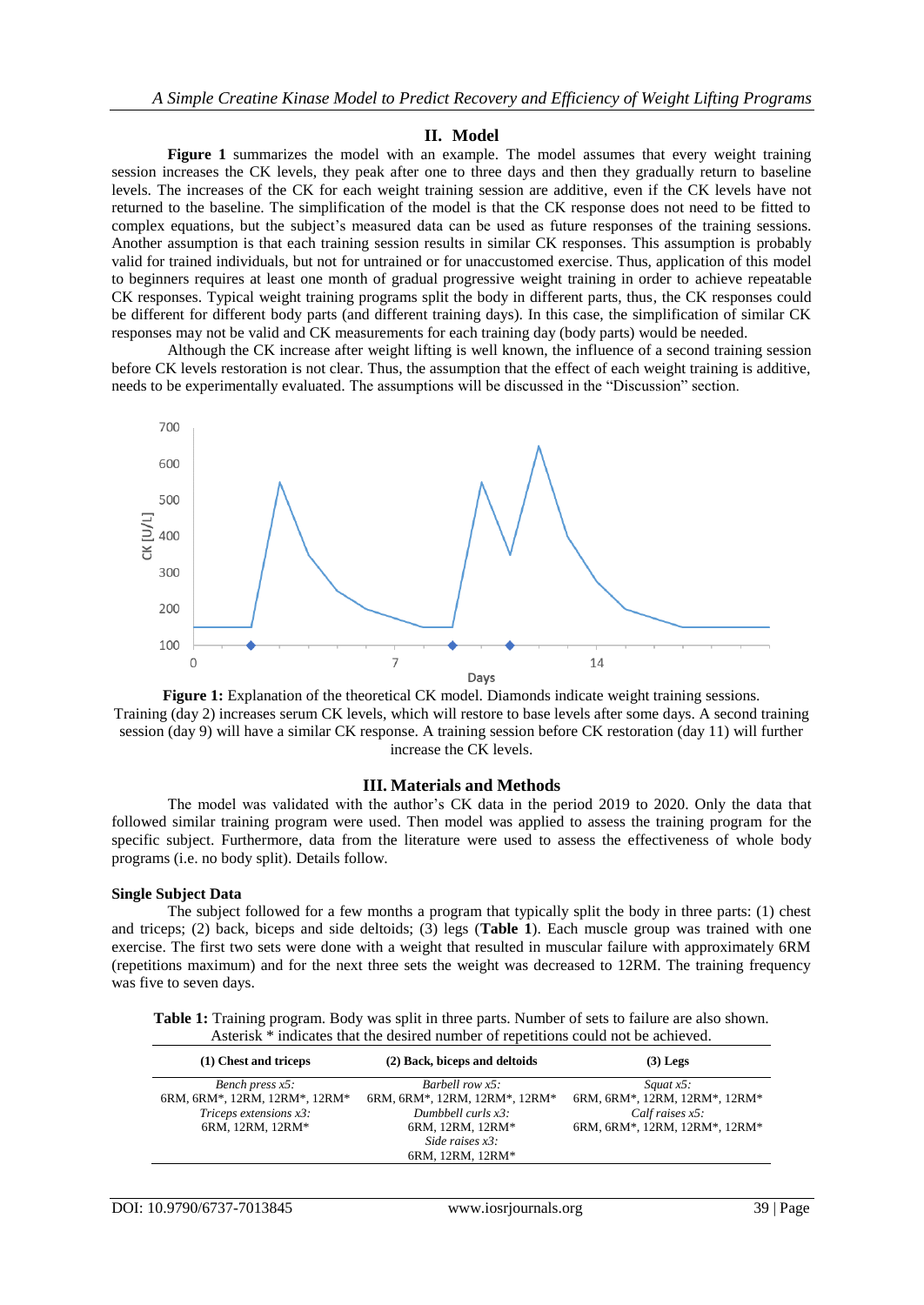## II. Model

**Figure 1** summarizes the model with an example. The model assumes that every weight training session increases the CK levels, they peak after one to three days and then they gradually return to baseline levels. The increases of the CK for each weight training session are additive, even if the CK levels have not returned to the baseline. The simplification of the model is that the CK response does not need to be fitted to complex equations, but the subject's measured data can be used as future responses of the training sessions. Another assumption is that each training session results in similar CK responses. This assumption is probably valid for trained individuals, but not for untrained or for unaccustomed exercise. Thus, application of this model to beginners requires at least one month of gradual progressive weight training in order to achieve repeatable CK responses. Typical weight training programs split the body in different parts, thus, the CK responses could be different for different body parts (and different training days). In this case, the simplification of similar CK responses may not be valid and CK measurements for each training day (body parts) would be needed.

Although the CK increase after weight lifting is well known, the influence of a second training session before CK levels restoration is not clear. Thus, the assumption that the effect of each weight training is additive, needs to be experimentally evaluated. The assumptions will be discussed in the "Discussion" section.

**Figure 1:** Explanation of the theoretical CK model. Diamonds indicate weight training sessions. Training (day 2) increases serum CK levels, which will restore to base levels after some days. A second training session (day 9) will have a similar CK response. A training session before CK restoration (day 11) will further increase the CK levels.

## III. Materials and Methods

The model was validated with the author's CK data in the period 2019 to 2020. Only the data that followed similar training program were used. Then model was applied to assess the training program for the specific subject. Furthermore, data from the literature were used to assess the effectiveness of whole body programs (i.e. no body split). Details follow.

### Single Subject Data

The subject followed for a few months a program that typically split the body in three parts: (1) chest and triceps; (2) back, biceps and side deltoids; (3) legs (**Table 1**). Each muscle group was trained with one exercise. The first two sets were done with a weight that resulted in muscular failure with approximately 6RM (repetitions maximum) and for the next three sets the weight was decreased to 12RM. The training frequency was five to seven days.

**Table 1:** Training program. Body was split in three parts. Number of sets to failure are also shown. Asterisk * indicates that the desired number of repetitions could not be achieved.

| (1) Chest and triceps | (2) Back, biceps and deltoids | (3) Legs |
|---|---|---|
| *Bench press x5:*<br>6RM, 6RM*, 12RM, 12RM*, 12RM*<br>*Triceps extensions x3:*<br>6RM, 12RM, 12RM* | *Barbell row x5:*<br>6RM, 6RM*, 12RM, 12RM*, 12RM*<br>*Dumbbell curls x3:*<br>6RM, 12RM, 12RM*<br>*Side raises x3:*<br>6RM, 12RM, 12RM* | *Squat x5:*<br>6RM, 6RM*, 12RM, 12RM*, 12RM*<br>*Calf raises x5:*<br>6RM, 6RM*, 12RM, 12RM*, 12RM* |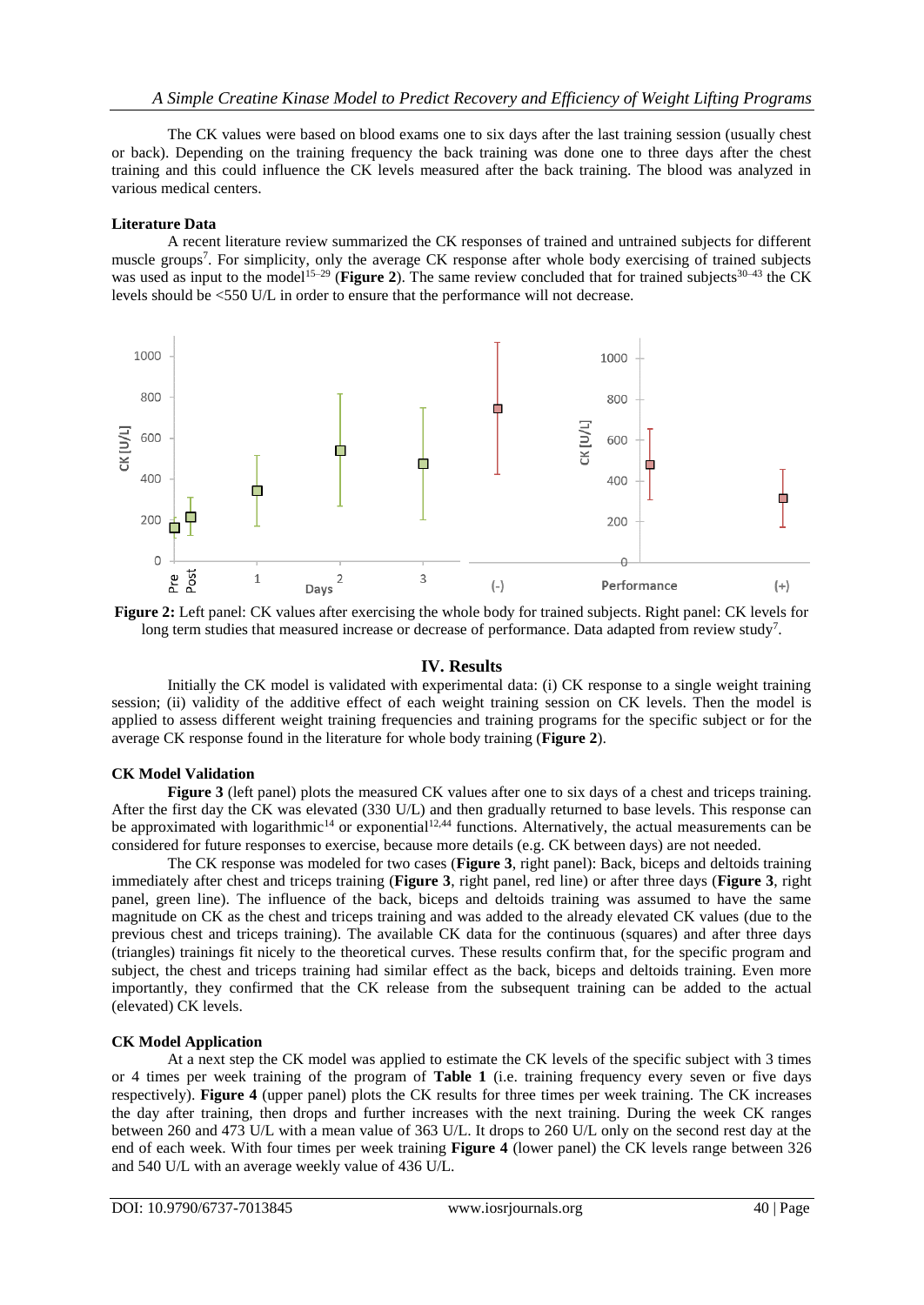The CK values were based on blood exams one to six days after the last training session (usually chest or back). Depending on the training frequency the back training was done one to three days after the chest training and this could influence the CK levels measured after the back training. The blood was analyzed in various medical centers.

**Literature Data**

A recent literature review summarized the CK responses of trained and untrained subjects for different muscle groups[7]. For simplicity, only the average CK response after whole body exercising of trained subjects was used as input to the model[15–29] (**Figure 2**). The same review concluded that for trained subjects[30–43] the CK levels should be <550 U/L in order to ensure that the performance will not decrease.

**Figure 2:** Left panel: CK values after exercising the whole body for trained subjects. Right panel: CK levels for long term studies that measured increase or decrease of performance. Data adapted from review study[7].

## IV. Results

Initially the CK model is validated with experimental data: (i) CK response to a single weight training session; (ii) validity of the additive effect of each weight training session on CK levels. Then the model is applied to assess different weight training frequencies and training programs for the specific subject or for the average CK response found in the literature for whole body training (**Figure 2**).

**CK Model Validation**

**Figure 3** (left panel) plots the measured CK values after one to six days of a chest and triceps training. After the first day the CK was elevated (330 U/L) and then gradually returned to base levels. This response can be approximated with logarithmic[14] or exponential[12,44] functions. Alternatively, the actual measurements can be considered for future responses to exercise, because more details (e.g. CK between days) are not needed.

The CK response was modeled for two cases (**Figure 3**, right panel): Back, biceps and deltoids training immediately after chest and triceps training (**Figure 3**, right panel, red line) or after three days (**Figure 3**, right panel, green line). The influence of the back, biceps and deltoids training was assumed to have the same magnitude on CK as the chest and triceps training and was added to the already elevated CK values (due to the previous chest and triceps training). The available CK data for the continuous (squares) and after three days (triangles) trainings fit nicely to the theoretical curves. These results confirm that, for the specific program and subject, the chest and triceps training had similar effect as the back, biceps and deltoids training. Even more importantly, they confirmed that the CK release from the subsequent training can be added to the actual (elevated) CK levels.

**CK Model Application**

At a next step the CK model was applied to estimate the CK levels of the specific subject with 3 times or 4 times per week training of the program of **Table 1** (i.e. training frequency every seven or five days respectively). **Figure 4** (upper panel) plots the CK results for three times per week training. The CK increases the day after training, then drops and further increases with the next training. During the week CK ranges between 260 and 473 U/L with a mean value of 363 U/L. It drops to 260 U/L only on the second rest day at the end of each week. With four times per week training **Figure 4** (lower panel) the CK levels range between 326 and 540 U/L with an average weekly value of 436 U/L.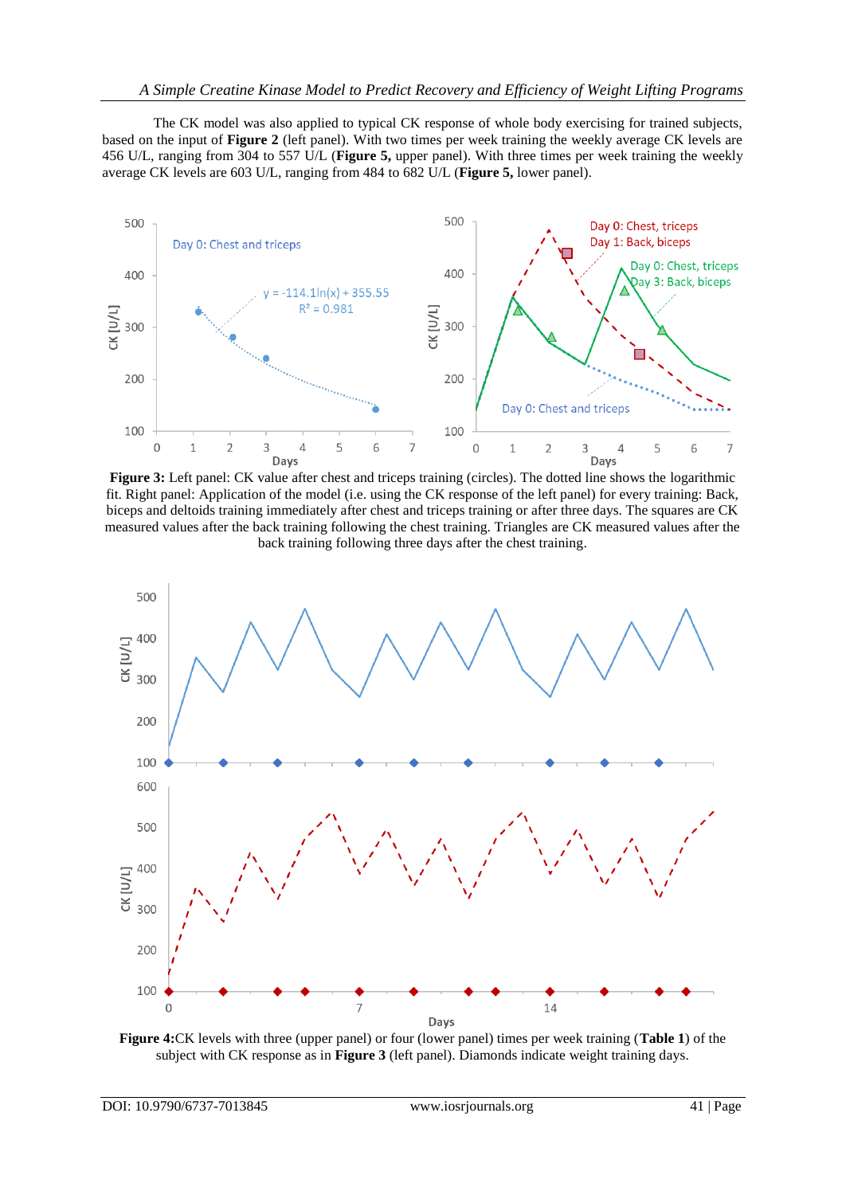The CK model was also applied to typical CK response of whole body exercising for trained subjects, based on the input of **Figure 2** (left panel). With two times per week training the weekly average CK levels are 456 U/L, ranging from 304 to 557 U/L (**Figure 5,** upper panel). With three times per week training the weekly average CK levels are 603 U/L, ranging from 484 to 682 U/L (**Figure 5,** lower panel).

**Figure 3:** Left panel: CK value after chest and triceps training (circles). The dotted line shows the logarithmic fit. Right panel: Application of the model (i.e. using the CK response of the left panel) for every training: Back, biceps and deltoids training immediately after chest and triceps training or after three days. The squares are CK measured values after the back training following the chest training. Triangles are CK measured values after the back training following three days after the chest training.

**Figure 4:**CK levels with three (upper panel) or four (lower panel) times per week training (**Table 1**) of the subject with CK response as in **Figure 3** (left panel). Diamonds indicate weight training days.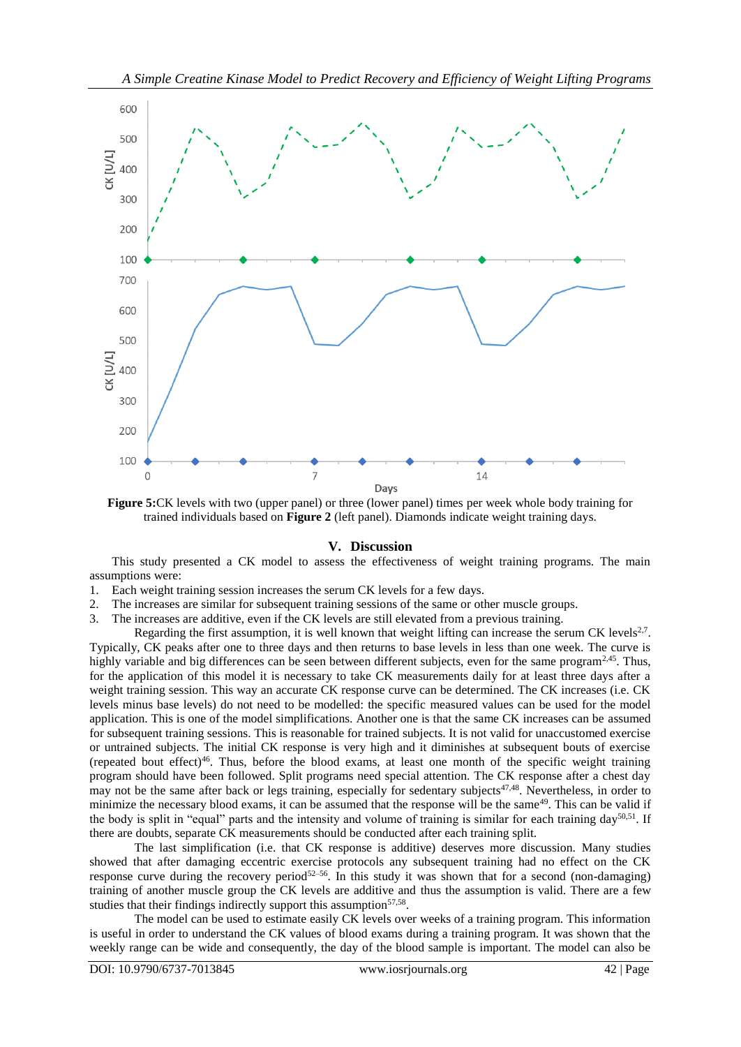**Figure 5:**CK levels with two (upper panel) or three (lower panel) times per week whole body training for trained individuals based on **Figure 2** (left panel). Diamonds indicate weight training days.

## V. Discussion

This study presented a CK model to assess the effectiveness of weight training programs. The main assumptions were:

1. Each weight training session increases the serum CK levels for a few days.
2. The increases are similar for subsequent training sessions of the same or other muscle groups.
3. The increases are additive, even if the CK levels are still elevated from a previous training.

Regarding the first assumption, it is well known that weight lifting can increase the serum CK levels[2,7]. Typically, CK peaks after one to three days and then returns to base levels in less than one week. The curve is highly variable and big differences can be seen between different subjects, even for the same program[2,45]. Thus, for the application of this model it is necessary to take CK measurements daily for at least three days after a weight training session. This way an accurate CK response curve can be determined. The CK increases (i.e. CK levels minus base levels) do not need to be modelled: the specific measured values can be used for the model application. This is one of the model simplifications. Another one is that the same CK increases can be assumed for subsequent training sessions. This is reasonable for trained subjects. It is not valid for unaccustomed exercise or untrained subjects. The initial CK response is very high and it diminishes at subsequent bouts of exercise (repeated bout effect)[46]. Thus, before the blood exams, at least one month of the specific weight training program should have been followed. Split programs need special attention. The CK response after a chest day may not be the same after back or legs training, especially for sedentary subjects[47,48]. Nevertheless, in order to minimize the necessary blood exams, it can be assumed that the response will be the same[49]. This can be valid if the body is split in "equal" parts and the intensity and volume of training is similar for each training day[50,51]. If there are doubts, separate CK measurements should be conducted after each training split.

The last simplification (i.e. that CK response is additive) deserves more discussion. Many studies showed that after damaging eccentric exercise protocols any subsequent training had no effect on the CK response curve during the recovery period[52–56]. In this study it was shown that for a second (non-damaging) training of another muscle group the CK levels are additive and thus the assumption is valid. There are a few studies that their findings indirectly support this assumption[57,58].

The model can be used to estimate easily CK levels over weeks of a training program. This information is useful in order to understand the CK values of blood exams during a training program. It was shown that the weekly range can be wide and consequently, the day of the blood sample is important. The model can also be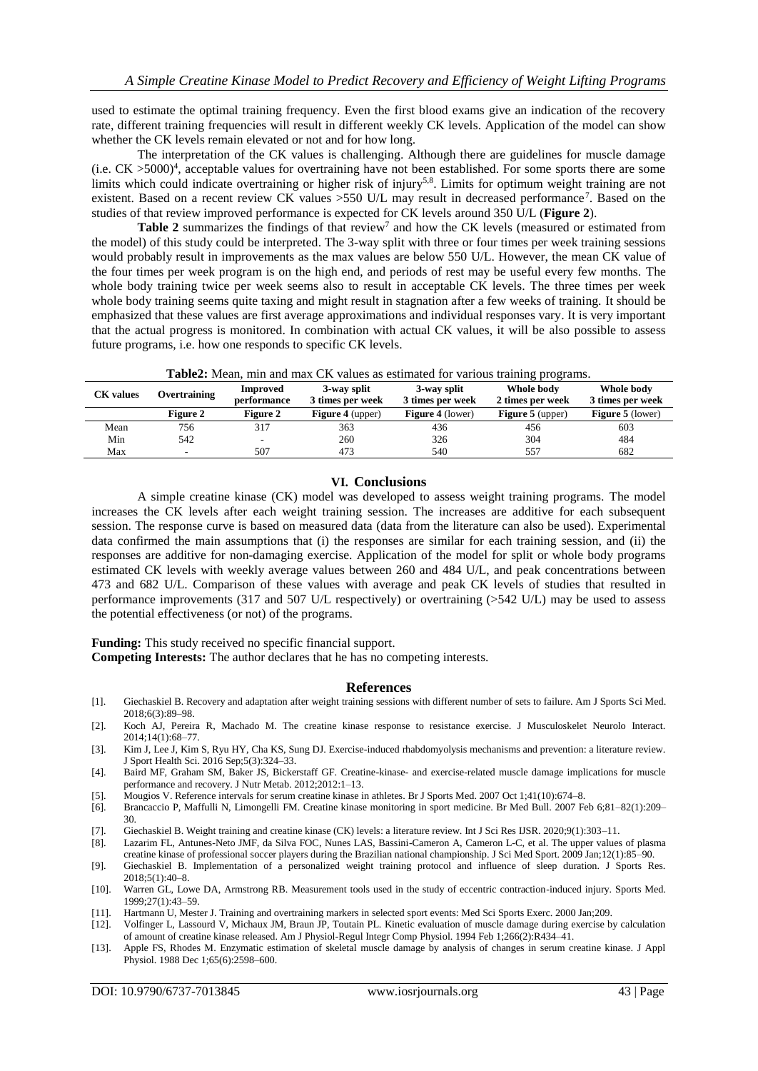used to estimate the optimal training frequency. Even the first blood exams give an indication of the recovery rate, different training frequencies will result in different weekly CK levels. Application of the model can show whether the CK levels remain elevated or not and for how long.

The interpretation of the CK values is challenging. Although there are guidelines for muscle damage (i.e. CK >5000)[4], acceptable values for overtraining have not been established. For some sports there are some limits which could indicate overtraining or higher risk of injury[5,8]. Limits for optimum weight training are not existent. Based on a recent review CK values >550 U/L may result in decreased performance[7]. Based on the studies of that review improved performance is expected for CK levels around 350 U/L (**Figure 2**).

**Table 2** summarizes the findings of that review[7] and how the CK levels (measured or estimated from the model) of this study could be interpreted. The 3-way split with three or four times per week training sessions would probably result in improvements as the max values are below 550 U/L. However, the mean CK value of the four times per week program is on the high end, and periods of rest may be useful every few months. The whole body training twice per week seems also to result in acceptable CK levels. The three times per week whole body training seems quite taxing and might result in stagnation after a few weeks of training. It should be emphasized that these values are first average approximations and individual responses vary. It is very important that the actual progress is monitored. In combination with actual CK values, it will be also possible to assess future programs, i.e. how one responds to specific CK levels.

**Table2:** Mean, min and max CK values as estimated for various training programs.

| CK values | Overtraining | Improved performance | 3-way split 3 times per week | 3-way split 3 times per week | Whole body 2 times per week | Whole body 3 times per week |
|---|---|---|---|---|---|---|
| | **Figure 2** | **Figure 2** | **Figure 4** (upper) | **Figure 4** (lower) | **Figure 5** (upper) | **Figure 5** (lower) |
| Mean | 756 | 317 | 363 | 436 | 456 | 603 |
| Min | 542 | - | 260 | 326 | 304 | 484 |
| Max | - | 507 | 473 | 540 | 557 | 682 |

## VI. Conclusions

A simple creatine kinase (CK) model was developed to assess weight training programs. The model increases the CK levels after each weight training session. The increases are additive for each subsequent session. The response curve is based on measured data (data from the literature can also be used). Experimental data confirmed the main assumptions that (i) the responses are similar for each training session, and (ii) the responses are additive for non-damaging exercise. Application of the model for split or whole body programs estimated CK levels with weekly average values between 260 and 484 U/L, and peak concentrations between 473 and 682 U/L. Comparison of these values with average and peak CK levels of studies that resulted in performance improvements (317 and 507 U/L respectively) or overtraining (>542 U/L) may be used to assess the potential effectiveness (or not) of the programs.

**Funding:** This study received no specific financial support.
**Competing Interests:** The author declares that he has no competing interests.

## References

[1]. Giechaskiel B. Recovery and adaptation after weight training sessions with different number of sets to failure. Am J Sports Sci Med. 2018;6(3):89–98.
[2]. Koch AJ, Pereira R, Machado M. The creatine kinase response to resistance exercise. J Musculoskelet Neurolo Interact. 2014;14(1):68–77.
[3]. Kim J, Lee J, Kim S, Ryu HY, Cha KS, Sung DJ. Exercise-induced rhabdomyolysis mechanisms and prevention: a literature review. J Sport Health Sci. 2016 Sep;5(3):324–33.
[4]. Baird MF, Graham SM, Baker JS, Bickerstaff GF. Creatine-kinase- and exercise-related muscle damage implications for muscle performance and recovery. J Nutr Metab. 2012;2012:1–13.
[5]. Mougios V. Reference intervals for serum creatine kinase in athletes. Br J Sports Med. 2007 Oct 1;41(10):674–8.
[6]. Brancaccio P, Maffulli N, Limongelli FM. Creatine kinase monitoring in sport medicine. Br Med Bull. 2007 Feb 6;81–82(1):209–30.
[7]. Giechaskiel B. Weight training and creatine kinase (CK) levels: a literature review. Int J Sci Res IJSR. 2020;9(1):303–11.
[8]. Lazarim FL, Antunes-Neto JMF, da Silva FOC, Nunes LAS, Bassini-Cameron A, Cameron L-C, et al. The upper values of plasma creatine kinase of professional soccer players during the Brazilian national championship. J Sci Med Sport. 2009 Jan;12(1):85–90.
[9]. Giechaskiel B. Implementation of a personalized weight training protocol and influence of sleep duration. J Sports Res. 2018;5(1):40–8.
[10]. Warren GL, Lowe DA, Armstrong RB. Measurement tools used in the study of eccentric contraction-induced injury. Sports Med. 1999;27(1):43–59.
[11]. Hartmann U, Mester J. Training and overtraining markers in selected sport events: Med Sci Sports Exerc. 2000 Jan;209.
[12]. Volfinger L, Lassourd V, Michaux JM, Braun JP, Toutain PL. Kinetic evaluation of muscle damage during exercise by calculation of amount of creatine kinase released. Am J Physiol-Regul Integr Comp Physiol. 1994 Feb 1;266(2):R434–41.
[13]. Apple FS, Rhodes M. Enzymatic estimation of skeletal muscle damage by analysis of changes in serum creatine kinase. J Appl Physiol. 1988 Dec 1;65(6):2598–600.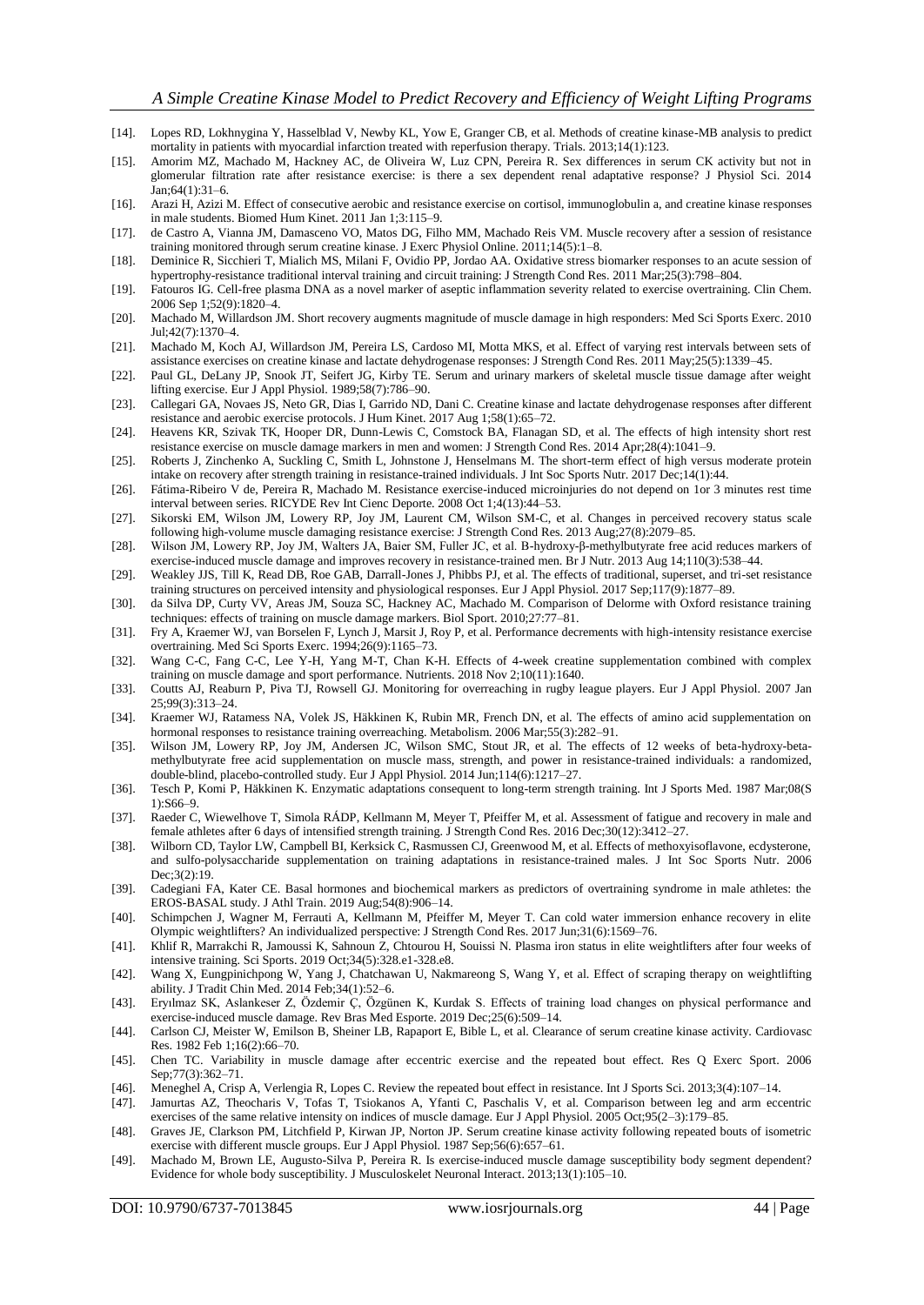[14]. Lopes RD, Lokhnygina Y, Hasselblad V, Newby KL, Yow E, Granger CB, et al. Methods of creatine kinase-MB analysis to predict mortality in patients with myocardial infarction treated with reperfusion therapy. Trials. 2013;14(1):123.

[15]. Amorim MZ, Machado M, Hackney AC, de Oliveira W, Luz CPN, Pereira R. Sex differences in serum CK activity but not in glomerular filtration rate after resistance exercise: is there a sex dependent renal adaptative response? J Physiol Sci. 2014 Jan;64(1):31–6.

[16]. Arazi H, Azizi M. Effect of consecutive aerobic and resistance exercise on cortisol, immunoglobulin a, and creatine kinase responses in male students. Biomed Hum Kinet. 2011 Jan 1;3:115–9.

[17]. de Castro A, Vianna JM, Damasceno VO, Matos DG, Filho MM, Machado Reis VM. Muscle recovery after a session of resistance training monitored through serum creatine kinase. J Exerc Physiol Online. 2011;14(5):1–8.

[18]. Deminice R, Sicchieri T, Mialich MS, Milani F, Ovidio PP, Jordao AA. Oxidative stress biomarker responses to an acute session of hypertrophy-resistance traditional interval training and circuit training: J Strength Cond Res. 2011 Mar;25(3):798–804.

[19]. Fatouros IG. Cell-free plasma DNA as a novel marker of aseptic inflammation severity related to exercise overtraining. Clin Chem. 2006 Sep 1;52(9):1820–4.

[20]. Machado M, Willardson JM. Short recovery augments magnitude of muscle damage in high responders: Med Sci Sports Exerc. 2010 Jul;42(7):1370–4.

[21]. Machado M, Koch AJ, Willardson JM, Pereira LS, Cardoso MI, Motta MKS, et al. Effect of varying rest intervals between sets of assistance exercises on creatine kinase and lactate dehydrogenase responses: J Strength Cond Res. 2011 May;25(5):1339–45.

[22]. Paul GL, DeLany JP, Snook JT, Seifert JG, Kirby TE. Serum and urinary markers of skeletal muscle tissue damage after weight lifting exercise. Eur J Appl Physiol. 1989;58(7):786–90.

[23]. Callegari GA, Novaes JS, Neto GR, Dias I, Garrido ND, Dani C. Creatine kinase and lactate dehydrogenase responses after different resistance and aerobic exercise protocols. J Hum Kinet. 2017 Aug 1;58(1):65–72.

[24]. Heavens KR, Szivak TK, Hooper DR, Dunn-Lewis C, Comstock BA, Flanagan SD, et al. The effects of high intensity short rest resistance exercise on muscle damage markers in men and women: J Strength Cond Res. 2014 Apr;28(4):1041–9.

[25]. Roberts J, Zinchenko A, Suckling C, Smith L, Johnstone J, Henselmans M. The short-term effect of high versus moderate protein intake on recovery after strength training in resistance-trained individuals. J Int Soc Sports Nutr. 2017 Dec;14(1):44.

[26]. Fátima-Ribeiro V de, Pereira R, Machado M. Resistance exercise-induced microinjuries do not depend on 1or 3 minutes rest time interval between series. RICYDE Rev Int Cienc Deporte. 2008 Oct 1;4(13):44–53.

[27]. Sikorski EM, Wilson JM, Lowery RP, Joy JM, Laurent CM, Wilson SM-C, et al. Changes in perceived recovery status scale following high-volume muscle damaging resistance exercise: J Strength Cond Res. 2013 Aug;27(8):2079–85.

[28]. Wilson JM, Lowery RP, Joy JM, Walters JA, Baier SM, Fuller JC, et al. Β-hydroxy-β-methylbutyrate free acid reduces markers of exercise-induced muscle damage and improves recovery in resistance-trained men. Br J Nutr. 2013 Aug 14;110(3):538–44.

[29]. Weakley JJS, Till K, Read DB, Roe GAB, Darrall-Jones J, Phibbs PJ, et al. The effects of traditional, superset, and tri-set resistance training structures on perceived intensity and physiological responses. Eur J Appl Physiol. 2017 Sep;117(9):1877–89.

[30]. da Silva DP, Curty VV, Areas JM, Souza SC, Hackney AC, Machado M. Comparison of Delorme with Oxford resistance training techniques: effects of training on muscle damage markers. Biol Sport. 2010;27:77–81.

[31]. Fry A, Kraemer WJ, van Borselen F, Lynch J, Marsit J, Roy P, et al. Performance decrements with high-intensity resistance exercise overtraining. Med Sci Sports Exerc. 1994;26(9):1165–73.

[32]. Wang C-C, Fang C-C, Lee Y-H, Yang M-T, Chan K-H. Effects of 4-week creatine supplementation combined with complex training on muscle damage and sport performance. Nutrients. 2018 Nov 2;10(11):1640.

[33]. Coutts AJ, Reaburn P, Piva TJ, Rowsell GJ. Monitoring for overreaching in rugby league players. Eur J Appl Physiol. 2007 Jan 25;99(3):313–24.

[34]. Kraemer WJ, Ratamess NA, Volek JS, Häkkinen K, Rubin MR, French DN, et al. The effects of amino acid supplementation on hormonal responses to resistance training overreaching. Metabolism. 2006 Mar;55(3):282–91.

[35]. Wilson JM, Lowery RP, Joy JM, Andersen JC, Wilson SMC, Stout JR, et al. The effects of 12 weeks of beta-hydroxy-beta-methylbutyrate free acid supplementation on muscle mass, strength, and power in resistance-trained individuals: a randomized, double-blind, placebo-controlled study. Eur J Appl Physiol. 2014 Jun;114(6):1217–27.

[36]. Tesch P, Komi P, Häkkinen K. Enzymatic adaptations consequent to long-term strength training. Int J Sports Med. 1987 Mar;08(S 1):S66–9.

[37]. Raeder C, Wiewelhove T, Simola RÁDP, Kellmann M, Meyer T, Pfeiffer M, et al. Assessment of fatigue and recovery in male and female athletes after 6 days of intensified strength training. J Strength Cond Res. 2016 Dec;30(12):3412–27.

[38]. Wilborn CD, Taylor LW, Campbell BI, Kerksick C, Rasmussen CJ, Greenwood M, et al. Effects of methoxyisoflavone, ecdysterone, and sulfo-polysaccharide supplementation on training adaptations in resistance-trained males. J Int Soc Sports Nutr. 2006 Dec;3(2):19.

[39]. Cadegiani FA, Kater CE. Basal hormones and biochemical markers as predictors of overtraining syndrome in male athletes: the EROS-BASAL study. J Athl Train. 2019 Aug;54(8):906–14.

[40]. Schimpchen J, Wagner M, Ferrauti A, Kellmann M, Pfeiffer M, Meyer T. Can cold water immersion enhance recovery in elite Olympic weightlifters? An individualized perspective: J Strength Cond Res. 2017 Jun;31(6):1569–76.

[41]. Khlif R, Marrakchi R, Jamoussi K, Sahnoun Z, Chtourou H, Souissi N. Plasma iron status in elite weightlifters after four weeks of intensive training. Sci Sports. 2019 Oct;34(5):328.e1-328.e8.

[42]. Wang X, Eungpinichpong W, Yang J, Chatchawan U, Nakmareong S, Wang Y, et al. Effect of scraping therapy on weightlifting ability. J Tradit Chin Med. 2014 Feb;34(1):52–6.

[43]. Eryılmaz SK, Aslankeser Z, Özdemir Ç, Özgünen K, Kurdak S. Effects of training load changes on physical performance and exercise-induced muscle damage. Rev Bras Med Esporte. 2019 Dec;25(6):509–14.

[44]. Carlson CJ, Meister W, Emilson B, Sheiner LB, Rapaport E, Bible L, et al. Clearance of serum creatine kinase activity. Cardiovasc Res. 1982 Feb 1;16(2):66–70.

[45]. Chen TC. Variability in muscle damage after eccentric exercise and the repeated bout effect. Res Q Exerc Sport. 2006 Sep;77(3):362–71.

[46]. Meneghel A, Crisp A, Verlengia R, Lopes C. Review the repeated bout effect in resistance. Int J Sports Sci. 2013;3(4):107–14.

[47]. Jamurtas AZ, Theocharis V, Tofas T, Tsiokanos A, Yfanti C, Paschalis V, et al. Comparison between leg and arm eccentric exercises of the same relative intensity on indices of muscle damage. Eur J Appl Physiol. 2005 Oct;95(2–3):179–85.

[48]. Graves JE, Clarkson PM, Litchfield P, Kirwan JP, Norton JP. Serum creatine kinase activity following repeated bouts of isometric exercise with different muscle groups. Eur J Appl Physiol. 1987 Sep;56(6):657–61.

[49]. Machado M, Brown LE, Augusto-Silva P, Pereira R. Is exercise-induced muscle damage susceptibility body segment dependent? Evidence for whole body susceptibility. J Musculoskelet Neuronal Interact. 2013;13(1):105–10.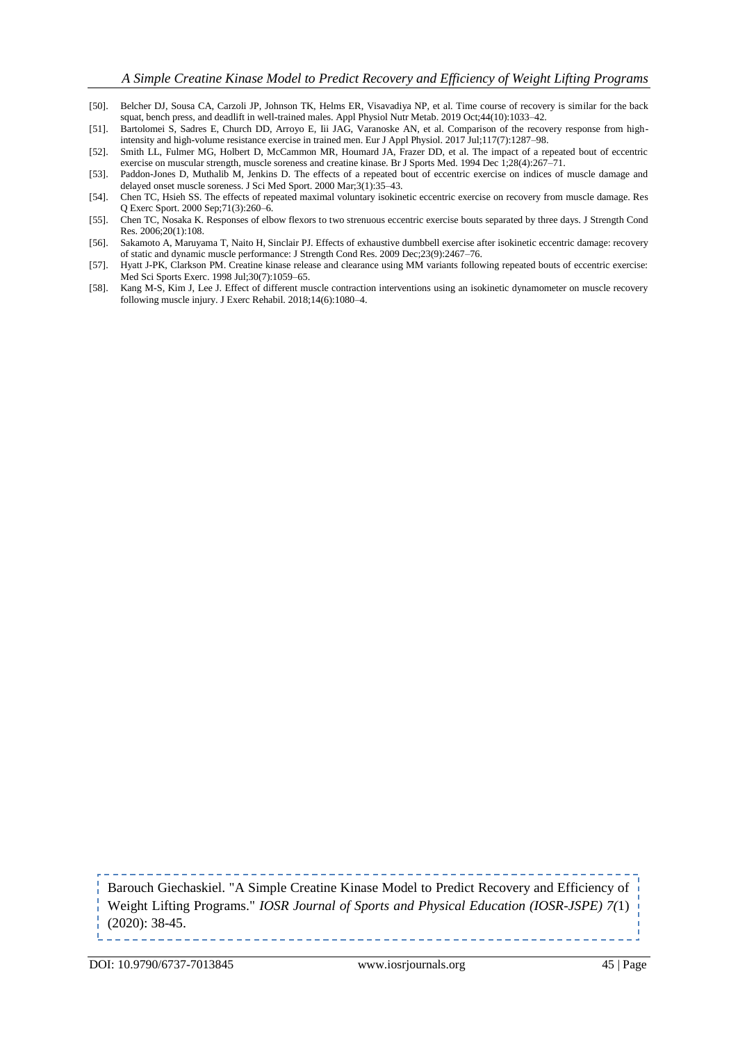[50]. Belcher DJ, Sousa CA, Carzoli JP, Johnson TK, Helms ER, Visavadiya NP, et al. Time course of recovery is similar for the back squat, bench press, and deadlift in well-trained males. Appl Physiol Nutr Metab. 2019 Oct;44(10):1033–42.

[51]. Bartolomei S, Sadres E, Church DD, Arroyo E, Iii JAG, Varanoske AN, et al. Comparison of the recovery response from high-intensity and high-volume resistance exercise in trained men. Eur J Appl Physiol. 2017 Jul;117(7):1287–98.

[52]. Smith LL, Fulmer MG, Holbert D, McCammon MR, Houmard JA, Frazer DD, et al. The impact of a repeated bout of eccentric exercise on muscular strength, muscle soreness and creatine kinase. Br J Sports Med. 1994 Dec 1;28(4):267–71.

[53]. Paddon-Jones D, Muthalib M, Jenkins D. The effects of a repeated bout of eccentric exercise on indices of muscle damage and delayed onset muscle soreness. J Sci Med Sport. 2000 Mar;3(1):35–43.

[54]. Chen TC, Hsieh SS. The effects of repeated maximal voluntary isokinetic eccentric exercise on recovery from muscle damage. Res Q Exerc Sport. 2000 Sep;71(3):260–6.

[55]. Chen TC, Nosaka K. Responses of elbow flexors to two strenuous eccentric exercise bouts separated by three days. J Strength Cond Res. 2006;20(1):108.

[56]. Sakamoto A, Maruyama T, Naito H, Sinclair PJ. Effects of exhaustive dumbbell exercise after isokinetic eccentric damage: recovery of static and dynamic muscle performance: J Strength Cond Res. 2009 Dec;23(9):2467–76.

[57]. Hyatt J-PK, Clarkson PM. Creatine kinase release and clearance using MM variants following repeated bouts of eccentric exercise: Med Sci Sports Exerc. 1998 Jul;30(7):1059–65.

[58]. Kang M-S, Kim J, Lee J. Effect of different muscle contraction interventions using an isokinetic dynamometer on muscle recovery following muscle injury. J Exerc Rehabil. 2018;14(6):1080–4.

Barouch Giechaskiel. "A Simple Creatine Kinase Model to Predict Recovery and Efficiency of Weight Lifting Programs." *IOSR Journal of Sports and Physical Education (IOSR-JSPE) 7(*1) (2020): 38-45.